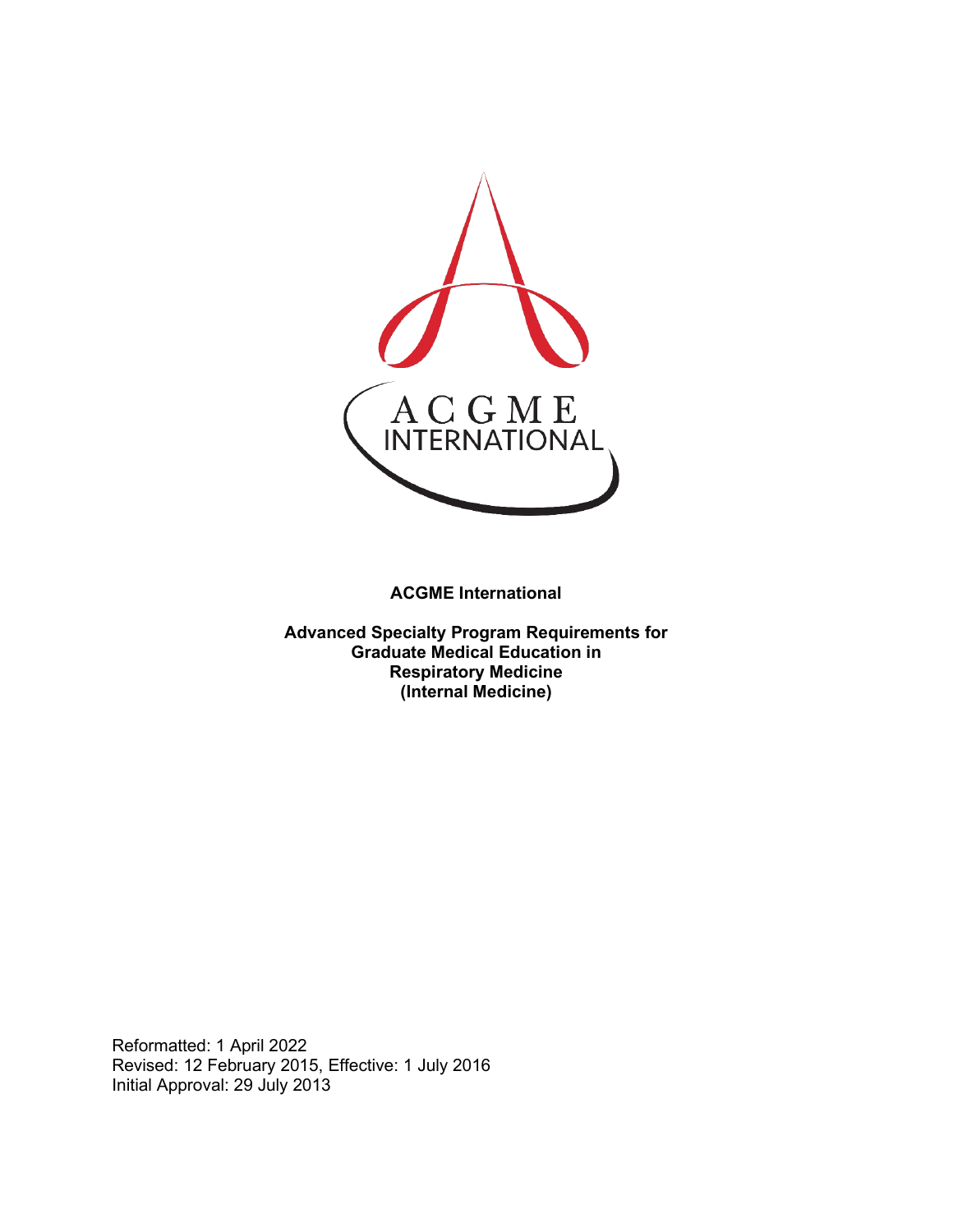**ACGME International**

**Advanced Specialty Program Requirements for Graduate Medical Education in Respiratory Medicine (Internal Medicine)**

Reformatted: 1 April 2022
Revised: 12 February 2015, Effective: 1 July 2016
Initial Approval: 29 July 2013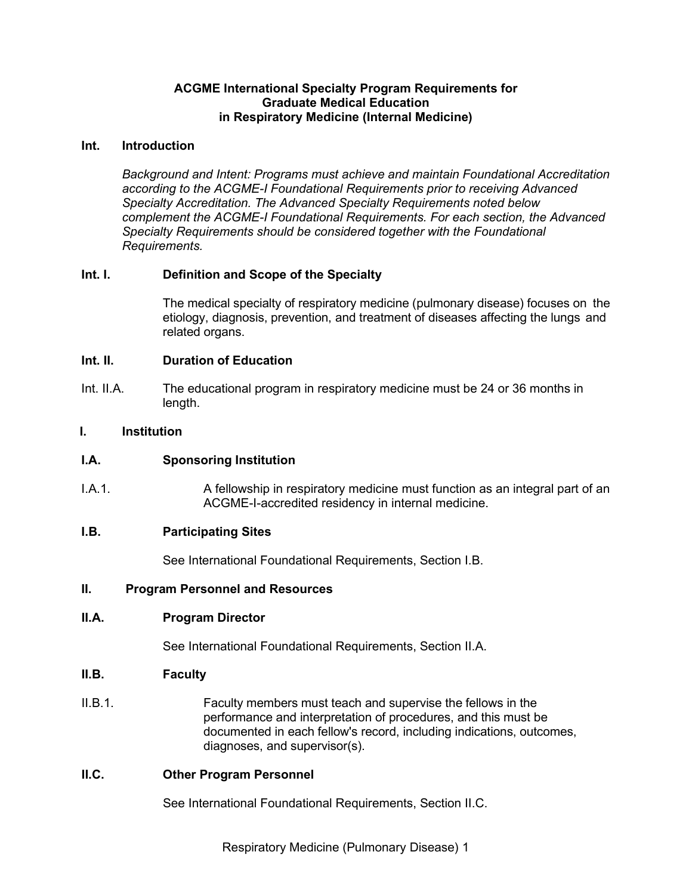# ACGME International Specialty Program Requirements for Graduate Medical Education in Respiratory Medicine (Internal Medicine)

## Int. Introduction

*Background and Intent: Programs must achieve and maintain Foundational Accreditation according to the ACGME-I Foundational Requirements prior to receiving Advanced Specialty Accreditation. The Advanced Specialty Requirements noted below complement the ACGME-I Foundational Requirements. For each section, the Advanced Specialty Requirements should be considered together with the Foundational Requirements.*

### Int. I. Definition and Scope of the Specialty

The medical specialty of respiratory medicine (pulmonary disease) focuses on the etiology, diagnosis, prevention, and treatment of diseases affecting the lungs and related organs.

### Int. II. Duration of Education

Int. II.A. The educational program in respiratory medicine must be 24 or 36 months in length.

## I. Institution

### I.A. Sponsoring Institution

I.A.1. A fellowship in respiratory medicine must function as an integral part of an ACGME-I-accredited residency in internal medicine.

### I.B. Participating Sites

See International Foundational Requirements, Section I.B.

## II. Program Personnel and Resources

### II.A. Program Director

See International Foundational Requirements, Section II.A.

### II.B. Faculty

II.B.1. Faculty members must teach and supervise the fellows in the performance and interpretation of procedures, and this must be documented in each fellow's record, including indications, outcomes, diagnoses, and supervisor(s).

### II.C. Other Program Personnel

See International Foundational Requirements, Section II.C.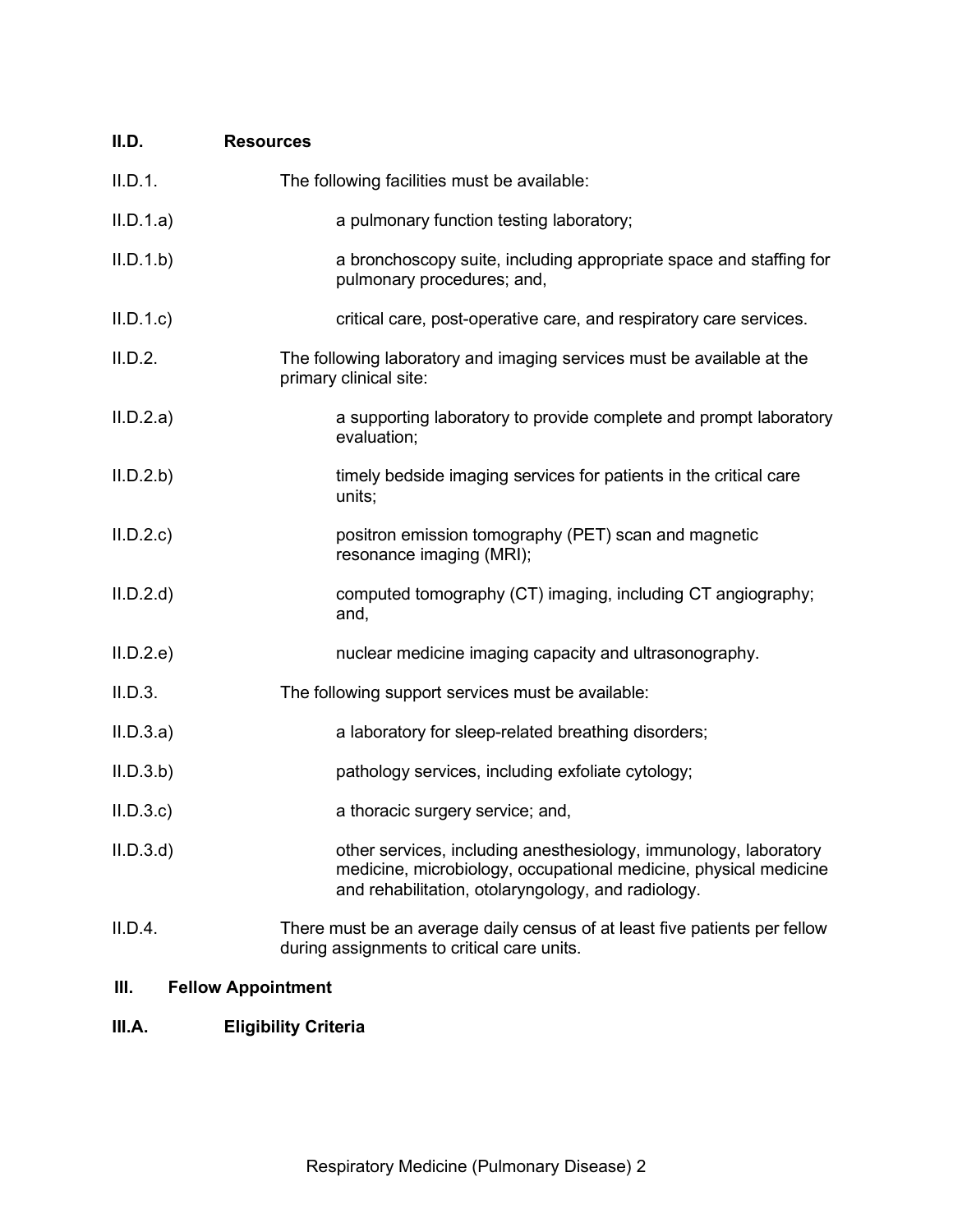**II.D. Resources**

II.D.1. The following facilities must be available:

II.D.1.a) a pulmonary function testing laboratory;

II.D.1.b) a bronchoscopy suite, including appropriate space and staffing for pulmonary procedures; and,

II.D.1.c) critical care, post-operative care, and respiratory care services.

II.D.2. The following laboratory and imaging services must be available at the primary clinical site:

II.D.2.a) a supporting laboratory to provide complete and prompt laboratory evaluation;

II.D.2.b) timely bedside imaging services for patients in the critical care units;

II.D.2.c) positron emission tomography (PET) scan and magnetic resonance imaging (MRI);

II.D.2.d) computed tomography (CT) imaging, including CT angiography; and,

II.D.2.e) nuclear medicine imaging capacity and ultrasonography.

II.D.3. The following support services must be available:

II.D.3.a) a laboratory for sleep-related breathing disorders;

II.D.3.b) pathology services, including exfoliate cytology;

II.D.3.c) a thoracic surgery service; and,

II.D.3.d) other services, including anesthesiology, immunology, laboratory medicine, microbiology, occupational medicine, physical medicine and rehabilitation, otolaryngology, and radiology.

II.D.4. There must be an average daily census of at least five patients per fellow during assignments to critical care units.

**III. Fellow Appointment**

**III.A. Eligibility Criteria**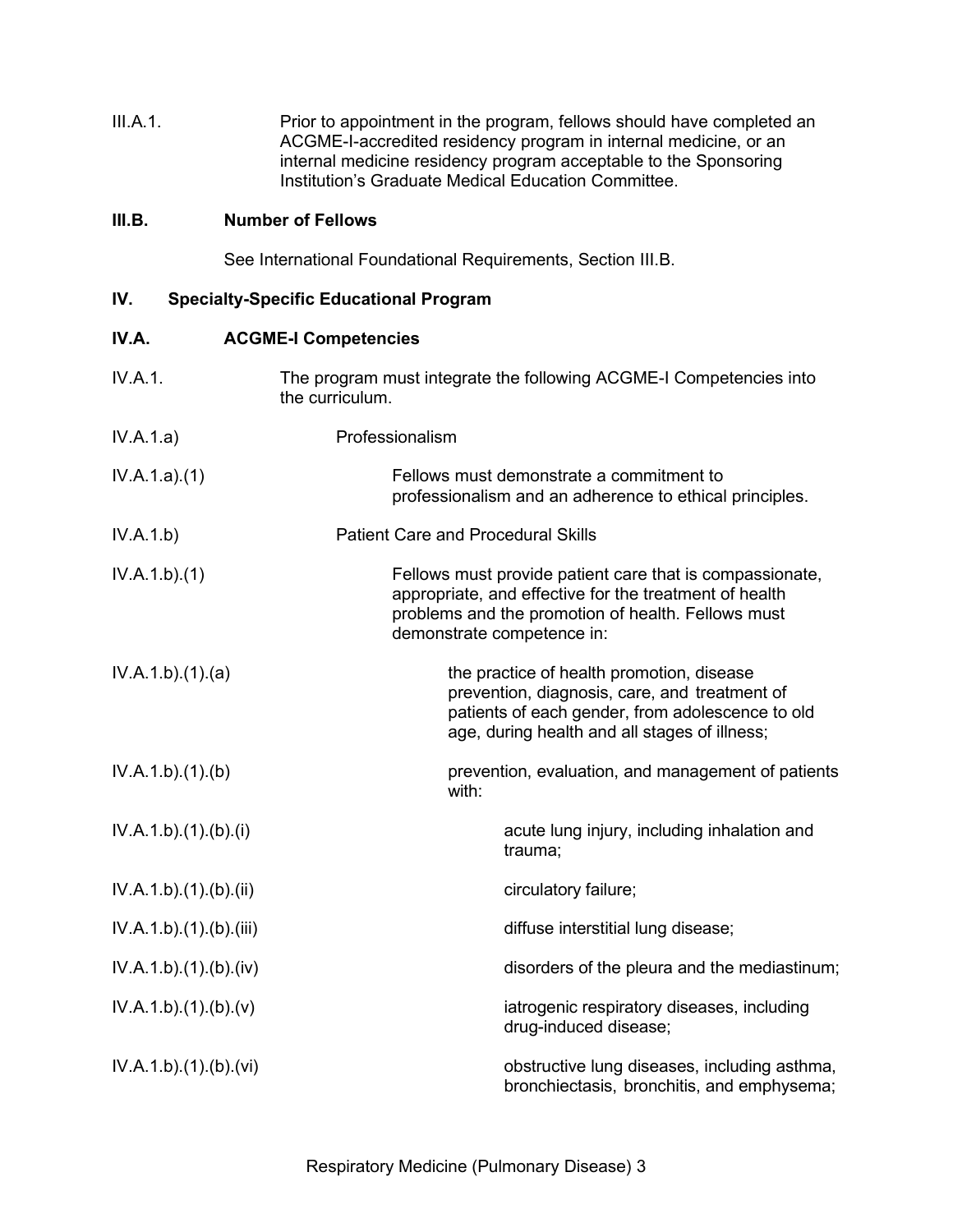III.A.1. Prior to appointment in the program, fellows should have completed an ACGME-I-accredited residency program in internal medicine, or an internal medicine residency program acceptable to the Sponsoring Institution's Graduate Medical Education Committee.

**III.B. Number of Fellows**

See International Foundational Requirements, Section III.B.

## IV. Specialty-Specific Educational Program

**IV.A. ACGME-I Competencies**

IV.A.1. The program must integrate the following ACGME-I Competencies into the curriculum.

IV.A.1.a) Professionalism

IV.A.1.a).(1) Fellows must demonstrate a commitment to professionalism and an adherence to ethical principles.

IV.A.1.b) Patient Care and Procedural Skills

IV.A.1.b).(1) Fellows must provide patient care that is compassionate, appropriate, and effective for the treatment of health problems and the promotion of health. Fellows must demonstrate competence in:

IV.A.1.b).(1).(a) the practice of health promotion, disease prevention, diagnosis, care, and treatment of patients of each gender, from adolescence to old age, during health and all stages of illness;

IV.A.1.b).(1).(b) prevention, evaluation, and management of patients with:

IV.A.1.b).(1).(b).(i) acute lung injury, including inhalation and trauma;

IV.A.1.b).(1).(b).(ii) circulatory failure;

IV.A.1.b).(1).(b).(iii) diffuse interstitial lung disease;

IV.A.1.b).(1).(b).(iv) disorders of the pleura and the mediastinum;

IV.A.1.b).(1).(b).(v) iatrogenic respiratory diseases, including drug-induced disease;

IV.A.1.b).(1).(b).(vi) obstructive lung diseases, including asthma, bronchiectasis, bronchitis, and emphysema;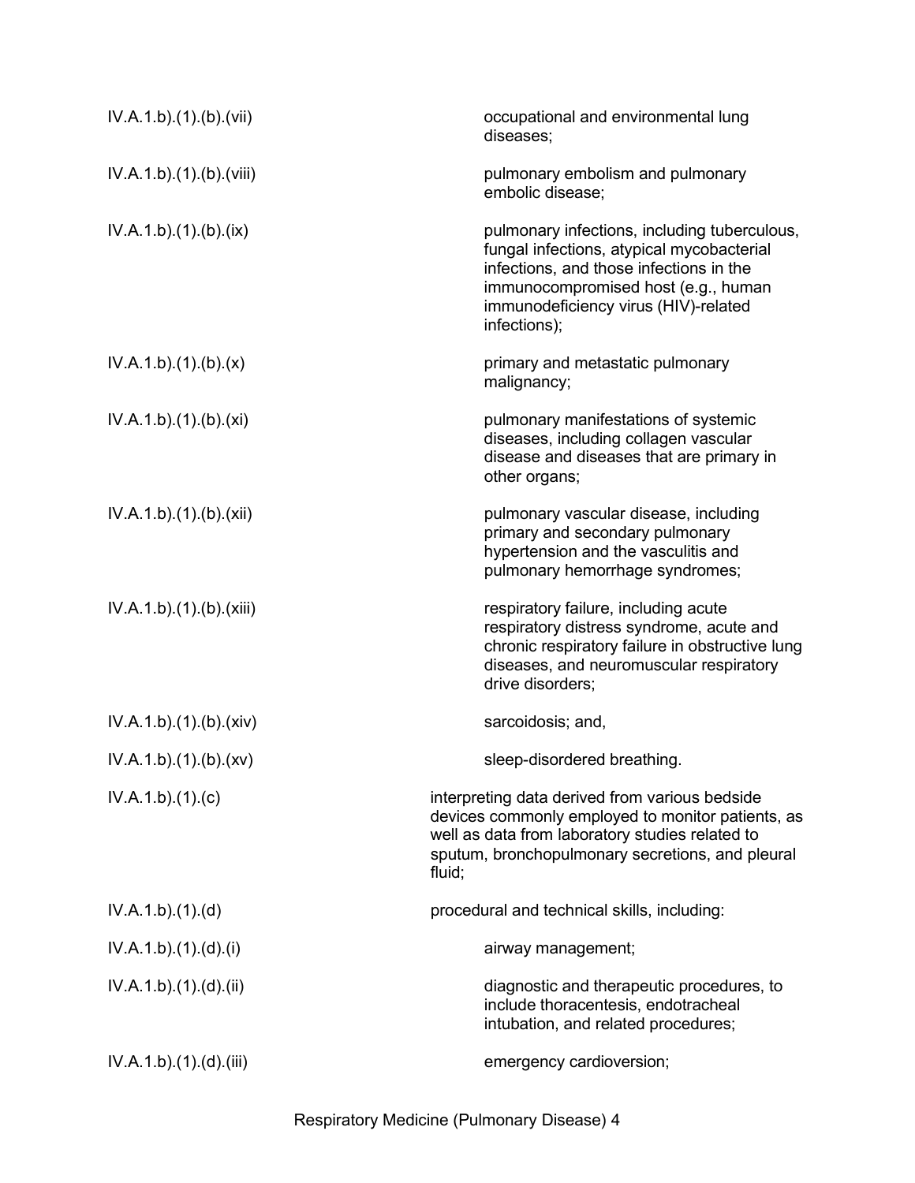| | |
|---|---|
| IV.A.1.b).(1).(b).(vii) | occupational and environmental lung diseases; |
| IV.A.1.b).(1).(b).(viii) | pulmonary embolism and pulmonary embolic disease; |
| IV.A.1.b).(1).(b).(ix) | pulmonary infections, including tuberculous, fungal infections, atypical mycobacterial infections, and those infections in the immunocompromised host (e.g., human immunodeficiency virus (HIV)-related infections); |
| IV.A.1.b).(1).(b).(x) | primary and metastatic pulmonary malignancy; |
| IV.A.1.b).(1).(b).(xi) | pulmonary manifestations of systemic diseases, including collagen vascular disease and diseases that are primary in other organs; |
| IV.A.1.b).(1).(b).(xii) | pulmonary vascular disease, including primary and secondary pulmonary hypertension and the vasculitis and pulmonary hemorrhage syndromes; |
| IV.A.1.b).(1).(b).(xiii) | respiratory failure, including acute respiratory distress syndrome, acute and chronic respiratory failure in obstructive lung diseases, and neuromuscular respiratory drive disorders; |
| IV.A.1.b).(1).(b).(xiv) | sarcoidosis; and, |
| IV.A.1.b).(1).(b).(xv) | sleep-disordered breathing. |
| IV.A.1.b).(1).(c) | interpreting data derived from various bedside devices commonly employed to monitor patients, as well as data from laboratory studies related to sputum, bronchopulmonary secretions, and pleural fluid; |
| IV.A.1.b).(1).(d) | procedural and technical skills, including: |
| IV.A.1.b).(1).(d).(i) | airway management; |
| IV.A.1.b).(1).(d).(ii) | diagnostic and therapeutic procedures, to include thoracentesis, endotracheal intubation, and related procedures; |
| IV.A.1.b).(1).(d).(iii) | emergency cardioversion; |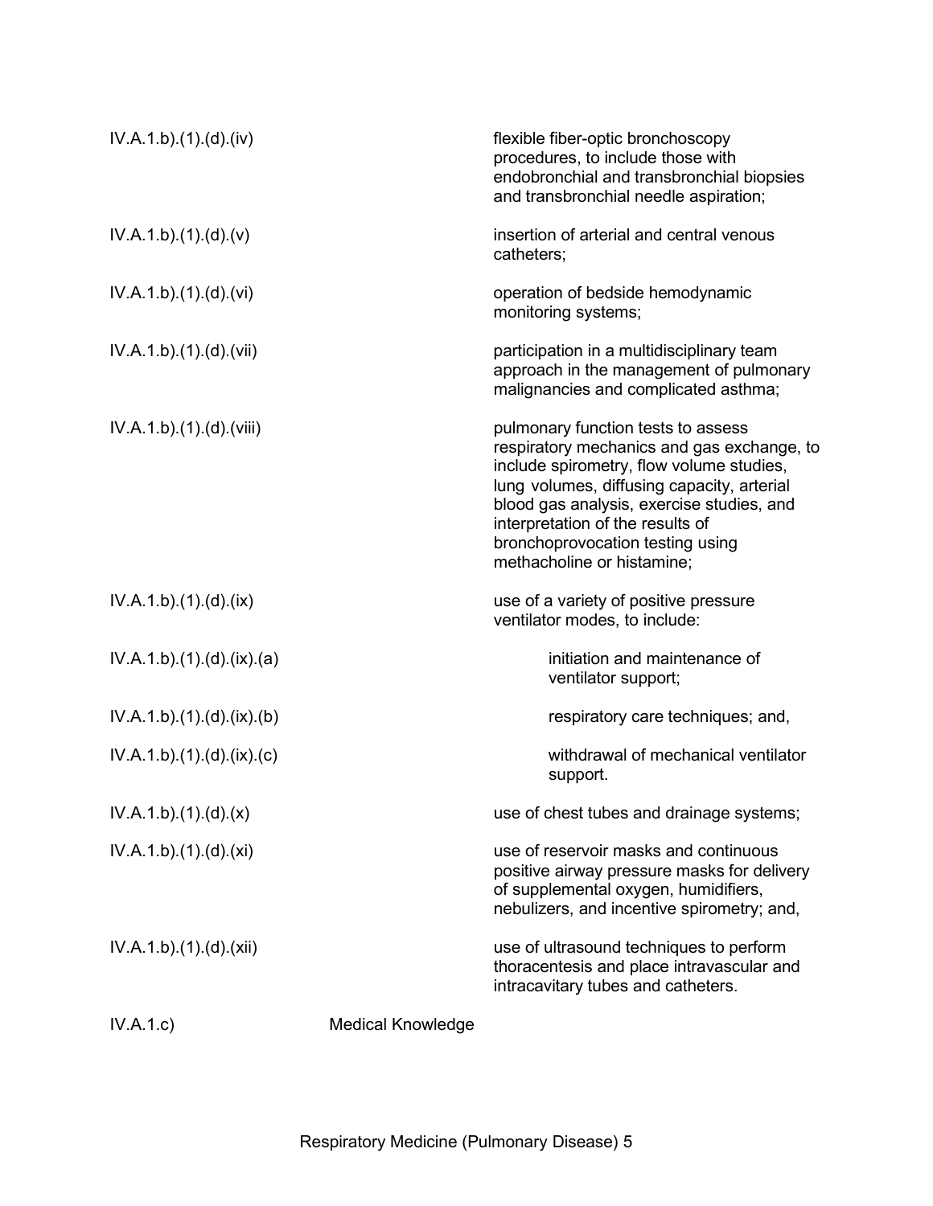| | | |
|---|---|---|
| IV.A.1.b).(1).(d).(iv) | | flexible fiber-optic bronchoscopy procedures, to include those with endobronchial and transbronchial biopsies and transbronchial needle aspiration; |
| IV.A.1.b).(1).(d).(v) | | insertion of arterial and central venous catheters; |
| IV.A.1.b).(1).(d).(vi) | | operation of bedside hemodynamic monitoring systems; |
| IV.A.1.b).(1).(d).(vii) | | participation in a multidisciplinary team approach in the management of pulmonary malignancies and complicated asthma; |
| IV.A.1.b).(1).(d).(viii) | | pulmonary function tests to assess respiratory mechanics and gas exchange, to include spirometry, flow volume studies, lung volumes, diffusing capacity, arterial blood gas analysis, exercise studies, and interpretation of the results of bronchoprovocation testing using methacholine or histamine; |
| IV.A.1.b).(1).(d).(ix) | | use of a variety of positive pressure ventilator modes, to include: |
| IV.A.1.b).(1).(d).(ix).(a) | | initiation and maintenance of ventilator support; |
| IV.A.1.b).(1).(d).(ix).(b) | | respiratory care techniques; and, |
| IV.A.1.b).(1).(d).(ix).(c) | | withdrawal of mechanical ventilator support. |
| IV.A.1.b).(1).(d).(x) | | use of chest tubes and drainage systems; |
| IV.A.1.b).(1).(d).(xi) | | use of reservoir masks and continuous positive airway pressure masks for delivery of supplemental oxygen, humidifiers, nebulizers, and incentive spirometry; and, |
| IV.A.1.b).(1).(d).(xii) | | use of ultrasound techniques to perform thoracentesis and place intravascular and intracavitary tubes and catheters. |
| IV.A.1.c) | Medical Knowledge | |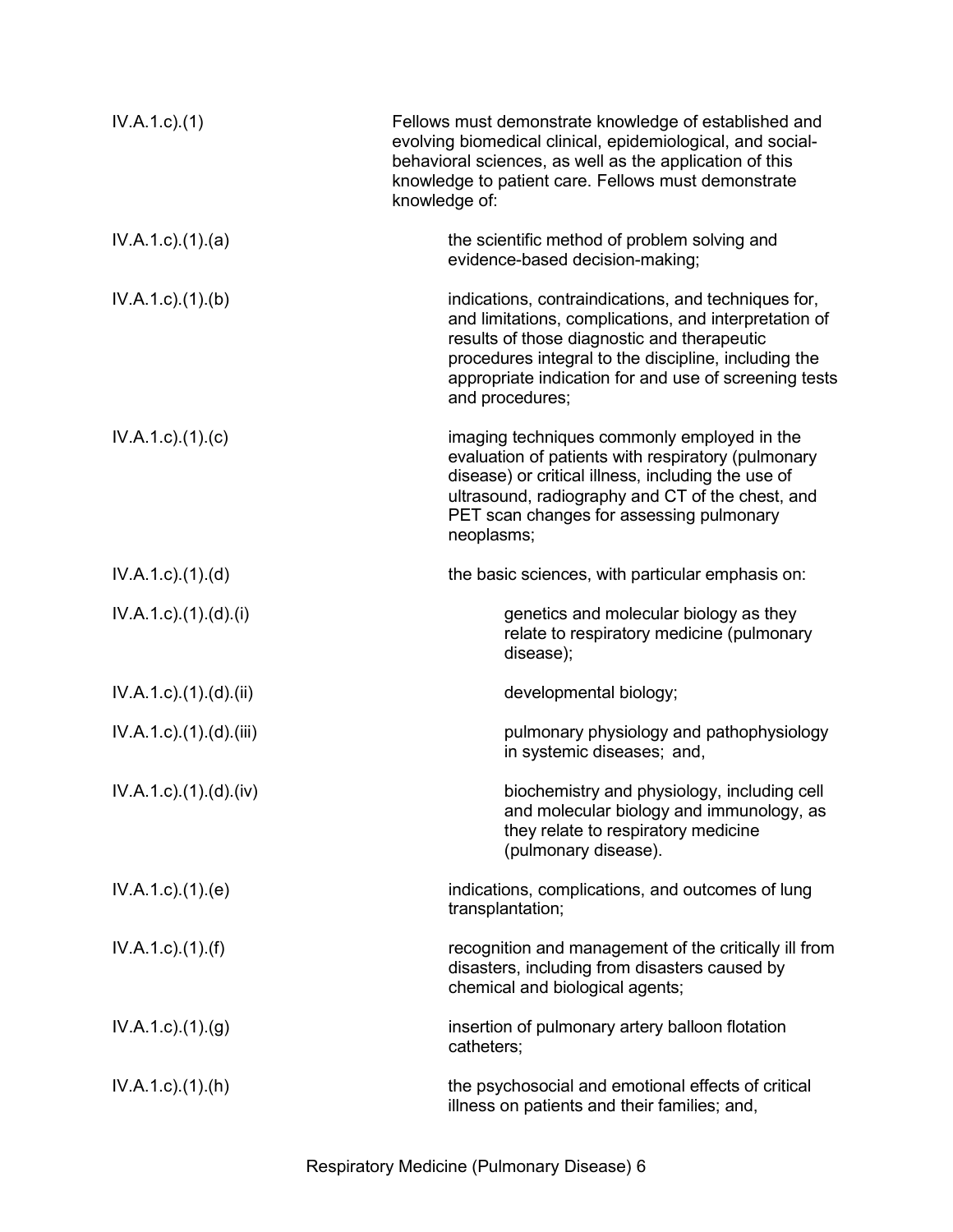| | |
|---|---|
| IV.A.1.c).(1) | Fellows must demonstrate knowledge of established and evolving biomedical clinical, epidemiological, and social-behavioral sciences, as well as the application of this knowledge to patient care. Fellows must demonstrate knowledge of: |
| IV.A.1.c).(1).(a) | the scientific method of problem solving and evidence-based decision-making; |
| IV.A.1.c).(1).(b) | indications, contraindications, and techniques for, and limitations, complications, and interpretation of results of those diagnostic and therapeutic procedures integral to the discipline, including the appropriate indication for and use of screening tests and procedures; |
| IV.A.1.c).(1).(c) | imaging techniques commonly employed in the evaluation of patients with respiratory (pulmonary disease) or critical illness, including the use of ultrasound, radiography and CT of the chest, and PET scan changes for assessing pulmonary neoplasms; |
| IV.A.1.c).(1).(d) | the basic sciences, with particular emphasis on: |
| IV.A.1.c).(1).(d).(i) | genetics and molecular biology as they relate to respiratory medicine (pulmonary disease); |
| IV.A.1.c).(1).(d).(ii) | developmental biology; |
| IV.A.1.c).(1).(d).(iii) | pulmonary physiology and pathophysiology in systemic diseases; and, |
| IV.A.1.c).(1).(d).(iv) | biochemistry and physiology, including cell and molecular biology and immunology, as they relate to respiratory medicine (pulmonary disease). |
| IV.A.1.c).(1).(e) | indications, complications, and outcomes of lung transplantation; |
| IV.A.1.c).(1).(f) | recognition and management of the critically ill from disasters, including from disasters caused by chemical and biological agents; |
| IV.A.1.c).(1).(g) | insertion of pulmonary artery balloon flotation catheters; |
| IV.A.1.c).(1).(h) | the psychosocial and emotional effects of critical illness on patients and their families; and, |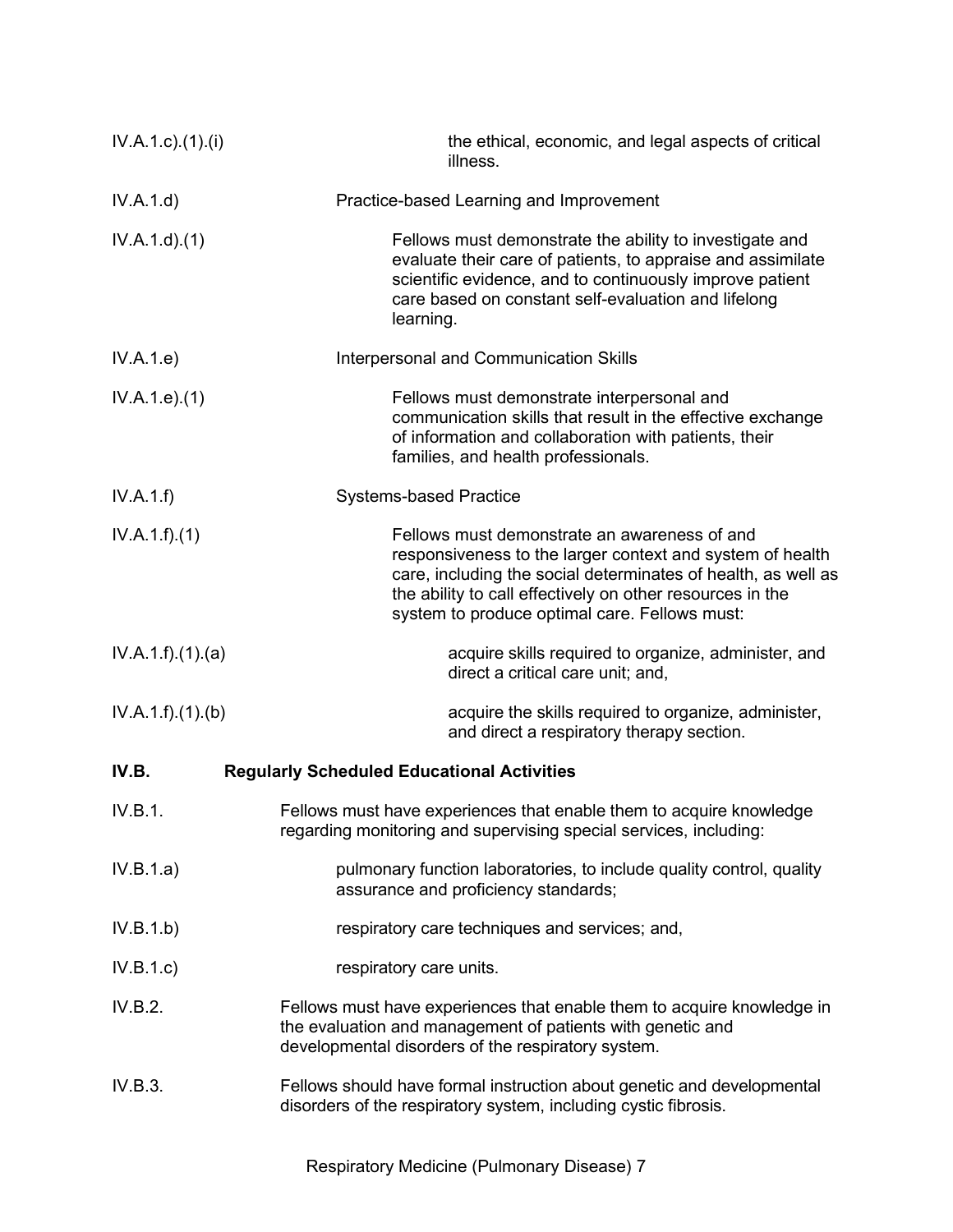IV.A.1.c).(1).(i) the ethical, economic, and legal aspects of critical illness.

IV.A.1.d) Practice-based Learning and Improvement

IV.A.1.d).(1) Fellows must demonstrate the ability to investigate and evaluate their care of patients, to appraise and assimilate scientific evidence, and to continuously improve patient care based on constant self-evaluation and lifelong learning.

IV.A.1.e) Interpersonal and Communication Skills

IV.A.1.e).(1) Fellows must demonstrate interpersonal and communication skills that result in the effective exchange of information and collaboration with patients, their families, and health professionals.

IV.A.1.f) Systems-based Practice

IV.A.1.f).(1) Fellows must demonstrate an awareness of and responsiveness to the larger context and system of health care, including the social determinates of health, as well as the ability to call effectively on other resources in the system to produce optimal care. Fellows must:

IV.A.1.f).(1).(a) acquire skills required to organize, administer, and direct a critical care unit; and,

IV.A.1.f).(1).(b) acquire the skills required to organize, administer, and direct a respiratory therapy section.

**IV.B. Regularly Scheduled Educational Activities**

IV.B.1. Fellows must have experiences that enable them to acquire knowledge regarding monitoring and supervising special services, including:

IV.B.1.a) pulmonary function laboratories, to include quality control, quality assurance and proficiency standards;

IV.B.1.b) respiratory care techniques and services; and,

IV.B.1.c) respiratory care units.

IV.B.2. Fellows must have experiences that enable them to acquire knowledge in the evaluation and management of patients with genetic and developmental disorders of the respiratory system.

IV.B.3. Fellows should have formal instruction about genetic and developmental disorders of the respiratory system, including cystic fibrosis.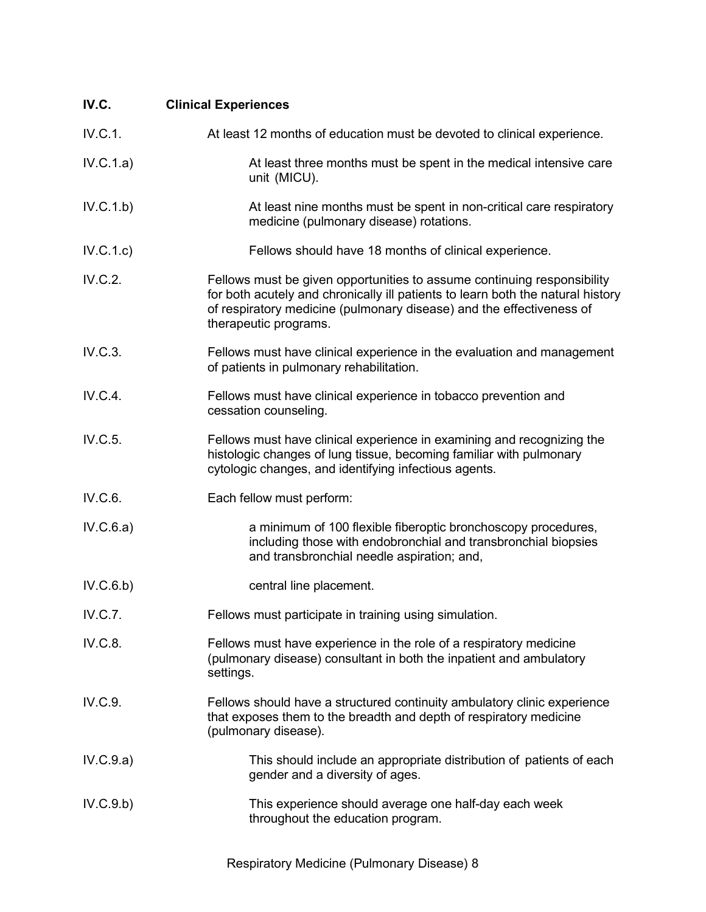**IV.C. Clinical Experiences**

IV.C.1. At least 12 months of education must be devoted to clinical experience.

IV.C.1.a) At least three months must be spent in the medical intensive care unit (MICU).

IV.C.1.b) At least nine months must be spent in non-critical care respiratory medicine (pulmonary disease) rotations.

IV.C.1.c) Fellows should have 18 months of clinical experience.

IV.C.2. Fellows must be given opportunities to assume continuing responsibility for both acutely and chronically ill patients to learn both the natural history of respiratory medicine (pulmonary disease) and the effectiveness of therapeutic programs.

IV.C.3. Fellows must have clinical experience in the evaluation and management of patients in pulmonary rehabilitation.

IV.C.4. Fellows must have clinical experience in tobacco prevention and cessation counseling.

IV.C.5. Fellows must have clinical experience in examining and recognizing the histologic changes of lung tissue, becoming familiar with pulmonary cytologic changes, and identifying infectious agents.

IV.C.6. Each fellow must perform:

IV.C.6.a) a minimum of 100 flexible fiberoptic bronchoscopy procedures, including those with endobronchial and transbronchial biopsies and transbronchial needle aspiration; and,

IV.C.6.b) central line placement.

IV.C.7. Fellows must participate in training using simulation.

IV.C.8. Fellows must have experience in the role of a respiratory medicine (pulmonary disease) consultant in both the inpatient and ambulatory settings.

IV.C.9. Fellows should have a structured continuity ambulatory clinic experience that exposes them to the breadth and depth of respiratory medicine (pulmonary disease).

IV.C.9.a) This should include an appropriate distribution of patients of each gender and a diversity of ages.

IV.C.9.b) This experience should average one half-day each week throughout the education program.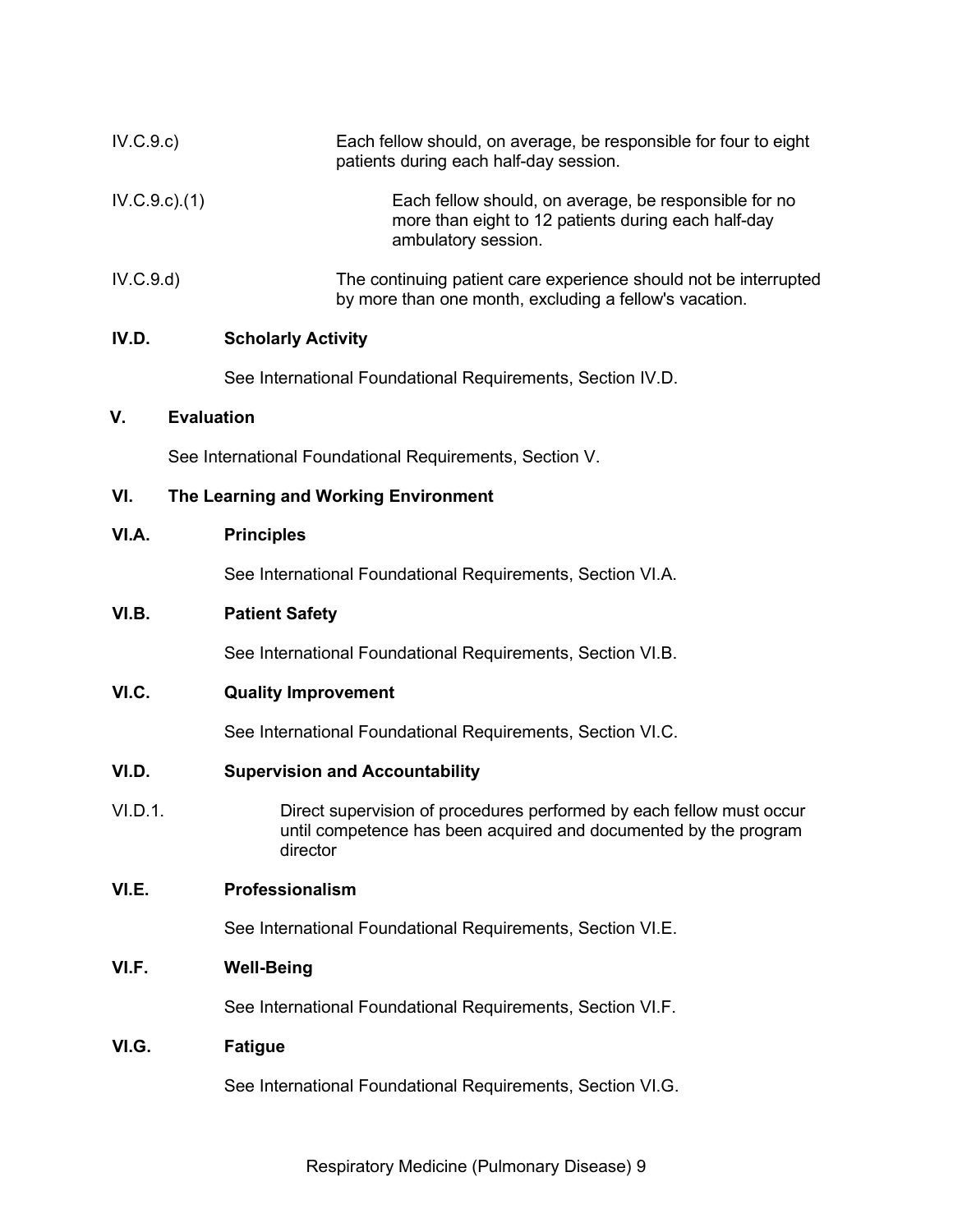IV.C.9.c) Each fellow should, on average, be responsible for four to eight patients during each half-day session.

IV.C.9.c).(1) Each fellow should, on average, be responsible for no more than eight to 12 patients during each half-day ambulatory session.

IV.C.9.d) The continuing patient care experience should not be interrupted by more than one month, excluding a fellow's vacation.

**IV.D. Scholarly Activity**

See International Foundational Requirements, Section IV.D.

**V. Evaluation**

See International Foundational Requirements, Section V.

**VI. The Learning and Working Environment**

**VI.A. Principles**

See International Foundational Requirements, Section VI.A.

**VI.B. Patient Safety**

See International Foundational Requirements, Section VI.B.

**VI.C. Quality Improvement**

See International Foundational Requirements, Section VI.C.

**VI.D. Supervision and Accountability**

VI.D.1. Direct supervision of procedures performed by each fellow must occur until competence has been acquired and documented by the program director

**VI.E. Professionalism**

See International Foundational Requirements, Section VI.E.

**VI.F. Well-Being**

See International Foundational Requirements, Section VI.F.

**VI.G. Fatigue**

See International Foundational Requirements, Section VI.G.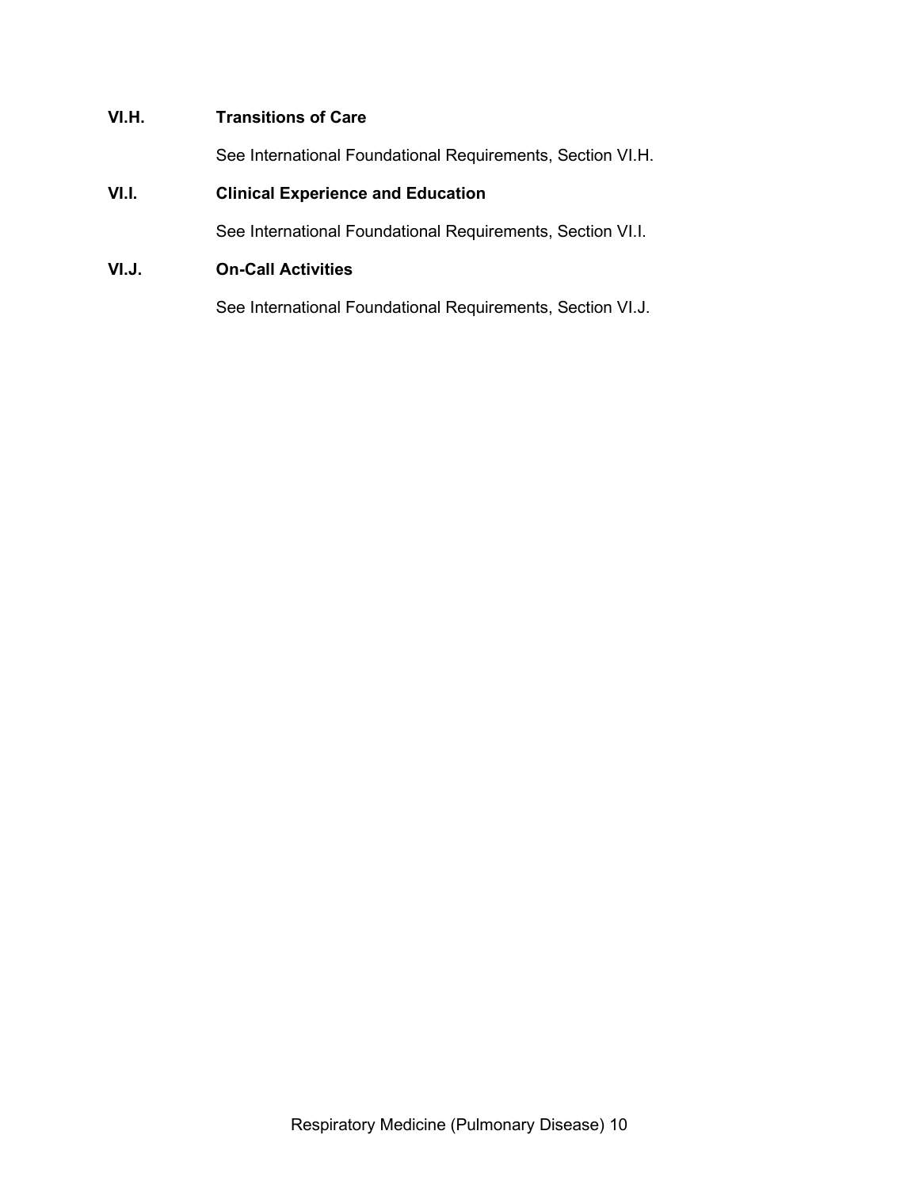**VI.H. Transitions of Care**

See International Foundational Requirements, Section VI.H.

**VI.I. Clinical Experience and Education**

See International Foundational Requirements, Section VI.I.

**VI.J. On-Call Activities**

See International Foundational Requirements, Section VI.J.